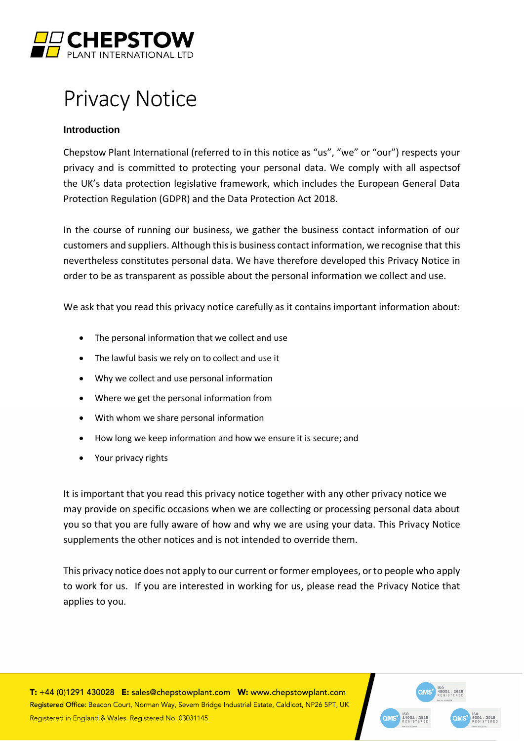# Privacy Notice

### Introduction

Chepstow Plant International (referred to in this notice as "us", "we" or "our") respects your privacy and is committed to protecting your personal data. We comply with all aspectsof the UK's data protection legislative framework, which includes the European General Data Protection Regulation (GDPR) and the Data Protection Act 2018.

In the course of running our business, we gather the business contact information of our customers and suppliers. Although this is business contact information, we recognise that this nevertheless constitutes personal data. We have therefore developed this Privacy Notice in order to be as transparent as possible about the personal information we collect and use.

We ask that you read this privacy notice carefully as it contains important information about:

- The personal information that we collect and use
- The lawful basis we rely on to collect and use it
- Why we collect and use personal information
- Where we get the personal information from
- With whom we share personal information
- How long we keep information and how we ensure it is secure; and
- Your privacy rights

It is important that you read this privacy notice together with any other privacy notice we may provide on specific occasions when we are collecting or processing personal data about you so that you are fully aware of how and why we are using your data. This Privacy Notice supplements the other notices and is not intended to override them.

This privacy notice does not apply to our current or former employees, or to people who apply to work for us. If you are interested in working for us, please read the Privacy Notice that applies to you.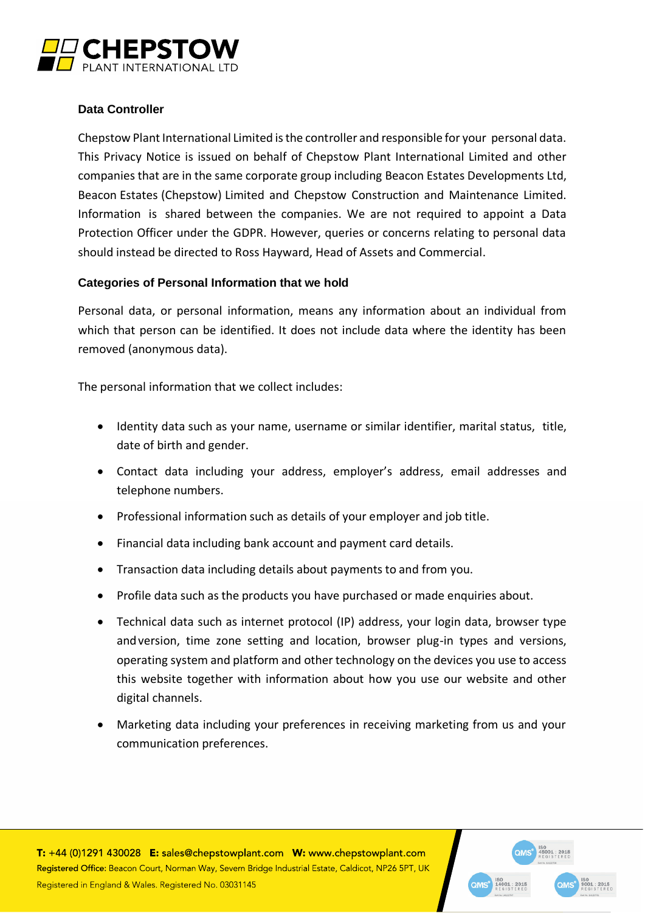## Data Controller

Chepstow Plant International Limited is the controller and responsible for your personal data. This Privacy Notice is issued on behalf of Chepstow Plant International Limited and other companies that are in the same corporate group including Beacon Estates Developments Ltd, Beacon Estates (Chepstow) Limited and Chepstow Construction and Maintenance Limited. Information is shared between the companies. We are not required to appoint a Data Protection Officer under the GDPR. However, queries or concerns relating to personal data should instead be directed to Ross Hayward, Head of Assets and Commercial.

## Categories of Personal Information that we hold

Personal data, or personal information, means any information about an individual from which that person can be identified. It does not include data where the identity has been removed (anonymous data).

The personal information that we collect includes:

- Identity data such as your name, username or similar identifier, marital status, title, date of birth and gender.
- Contact data including your address, employer's address, email addresses and telephone numbers.
- Professional information such as details of your employer and job title.
- Financial data including bank account and payment card details.
- Transaction data including details about payments to and from you.
- Profile data such as the products you have purchased or made enquiries about.
- Technical data such as internet protocol (IP) address, your login data, browser type and version, time zone setting and location, browser plug-in types and versions, operating system and platform and other technology on the devices you use to access this website together with information about how you use our website and other digital channels.
- Marketing data including your preferences in receiving marketing from us and your communication preferences.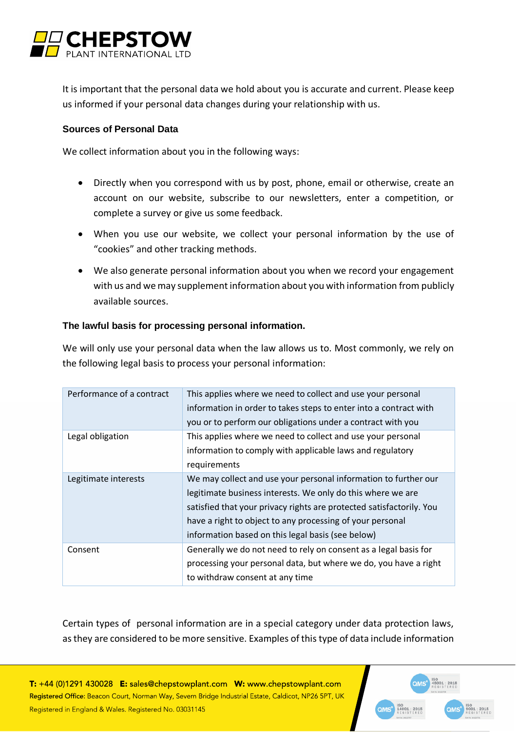It is important that the personal data we hold about you is accurate and current. Please keep us informed if your personal data changes during your relationship with us.

### Sources of Personal Data

We collect information about you in the following ways:

- Directly when you correspond with us by post, phone, email or otherwise, create an account on our website, subscribe to our newsletters, enter a competition, or complete a survey or give us some feedback.
- When you use our website, we collect your personal information by the use of "cookies" and other tracking methods.
- We also generate personal information about you when we record your engagement with us and we may supplement information about you with information from publicly available sources.

### The lawful basis for processing personal information.

We will only use your personal data when the law allows us to. Most commonly, we rely on the following legal basis to process your personal information:

| | |
|---|---|
| Performance of a contract | This applies where we need to collect and use your personal information in order to takes steps to enter into a contract with you or to perform our obligations under a contract with you |
| Legal obligation | This applies where we need to collect and use your personal information to comply with applicable laws and regulatory requirements |
| Legitimate interests | We may collect and use your personal information to further our legitimate business interests. We only do this where we are satisfied that your privacy rights are protected satisfactorily. You have a right to object to any processing of your personal information based on this legal basis (see below) |
| Consent | Generally we do not need to rely on consent as a legal basis for processing your personal data, but where we do, you have a right to withdraw consent at any time |

Certain types of personal information are in a special category under data protection laws, as they are considered to be more sensitive. Examples of this type of data include information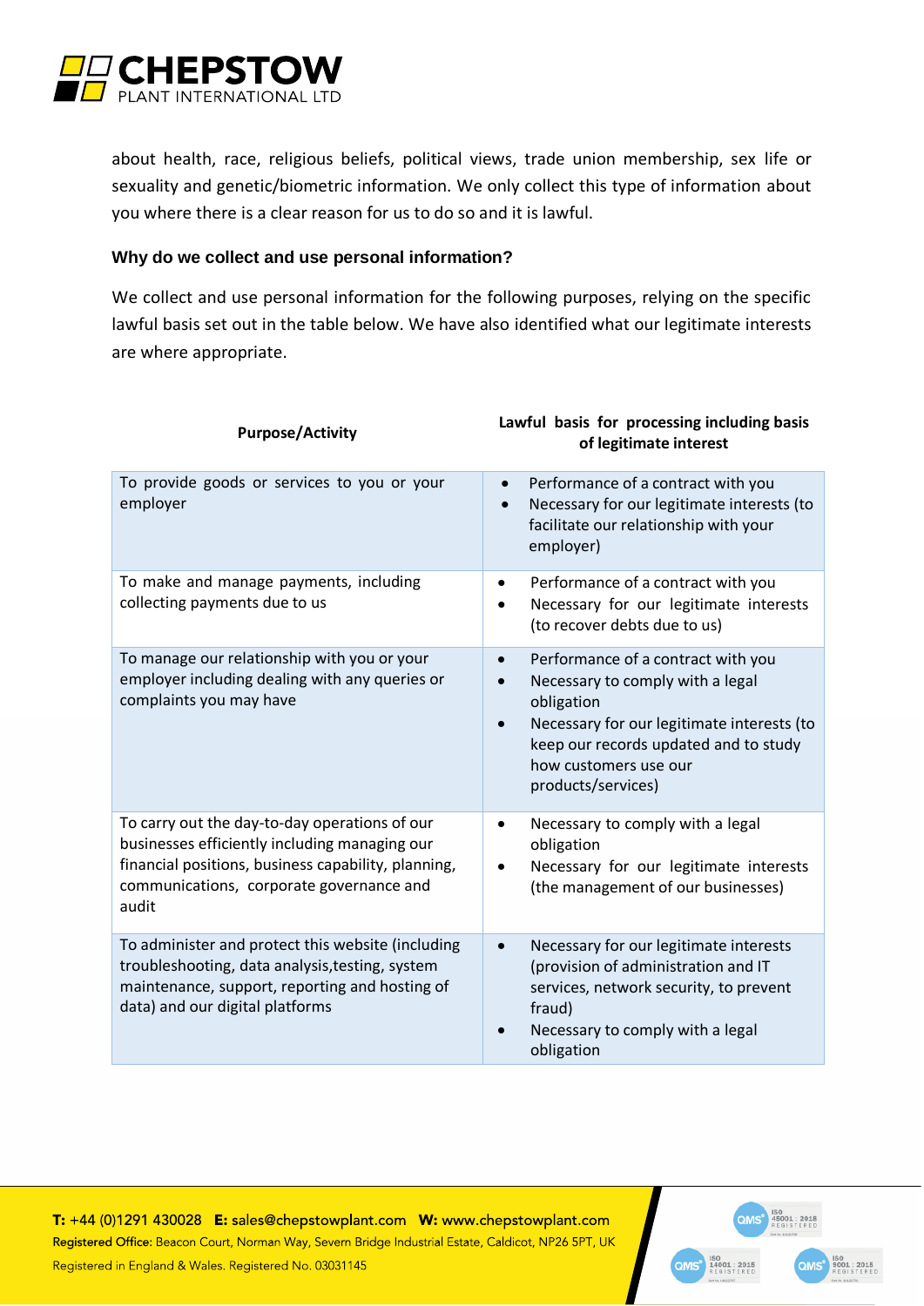about health, race, religious beliefs, political views, trade union membership, sex life or sexuality and genetic/biometric information. We only collect this type of information about you where there is a clear reason for us to do so and it is lawful.

### Why do we collect and use personal information?

We collect and use personal information for the following purposes, relying on the specific lawful basis set out in the table below. We have also identified what our legitimate interests are where appropriate.

| Purpose/Activity | Lawful basis for processing including basis of legitimate interest |
|---|---|
| To provide goods or services to you or your employer | • Performance of a contract with you<br>• Necessary for our legitimate interests (to facilitate our relationship with your employer) |
| To make and manage payments, including collecting payments due to us | • Performance of a contract with you<br>• Necessary for our legitimate interests (to recover debts due to us) |
| To manage our relationship with you or your employer including dealing with any queries or complaints you may have | • Performance of a contract with you<br>• Necessary to comply with a legal obligation<br>• Necessary for our legitimate interests (to keep our records updated and to study how customers use our products/services) |
| To carry out the day-to-day operations of our businesses efficiently including managing our financial positions, business capability, planning, communications, corporate governance and audit | • Necessary to comply with a legal obligation<br>• Necessary for our legitimate interests (the management of our businesses) |
| To administer and protect this website (including troubleshooting, data analysis,testing, system maintenance, support, reporting and hosting of data) and our digital platforms | • Necessary for our legitimate interests (provision of administration and IT services, network security, to prevent fraud)<br>• Necessary to comply with a legal obligation |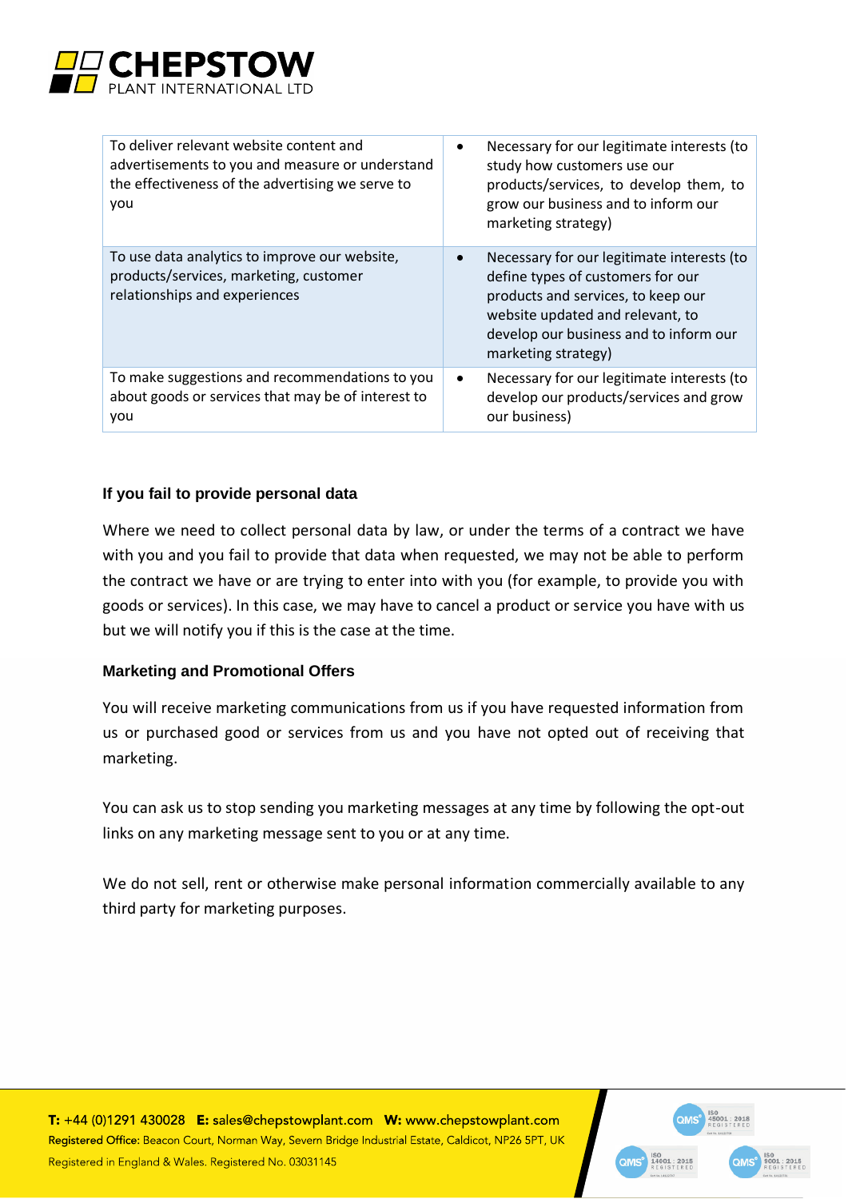| | |
|---|---|
| To deliver relevant website content and advertisements to you and measure or understand the effectiveness of the advertising we serve to you | • Necessary for our legitimate interests (to study how customers use our products/services, to develop them, to grow our business and to inform our marketing strategy) |
| To use data analytics to improve our website, products/services, marketing, customer relationships and experiences | • Necessary for our legitimate interests (to define types of customers for our products and services, to keep our website updated and relevant, to develop our business and to inform our marketing strategy) |
| To make suggestions and recommendations to you about goods or services that may be of interest to you | • Necessary for our legitimate interests (to develop our products/services and grow our business) |

#### If you fail to provide personal data

Where we need to collect personal data by law, or under the terms of a contract we have with you and you fail to provide that data when requested, we may not be able to perform the contract we have or are trying to enter into with you (for example, to provide you with goods or services). In this case, we may have to cancel a product or service you have with us but we will notify you if this is the case at the time.

#### Marketing and Promotional Offers

You will receive marketing communications from us if you have requested information from us or purchased good or services from us and you have not opted out of receiving that marketing.

You can ask us to stop sending you marketing messages at any time by following the opt-out links on any marketing message sent to you or at any time.

We do not sell, rent or otherwise make personal information commercially available to any third party for marketing purposes.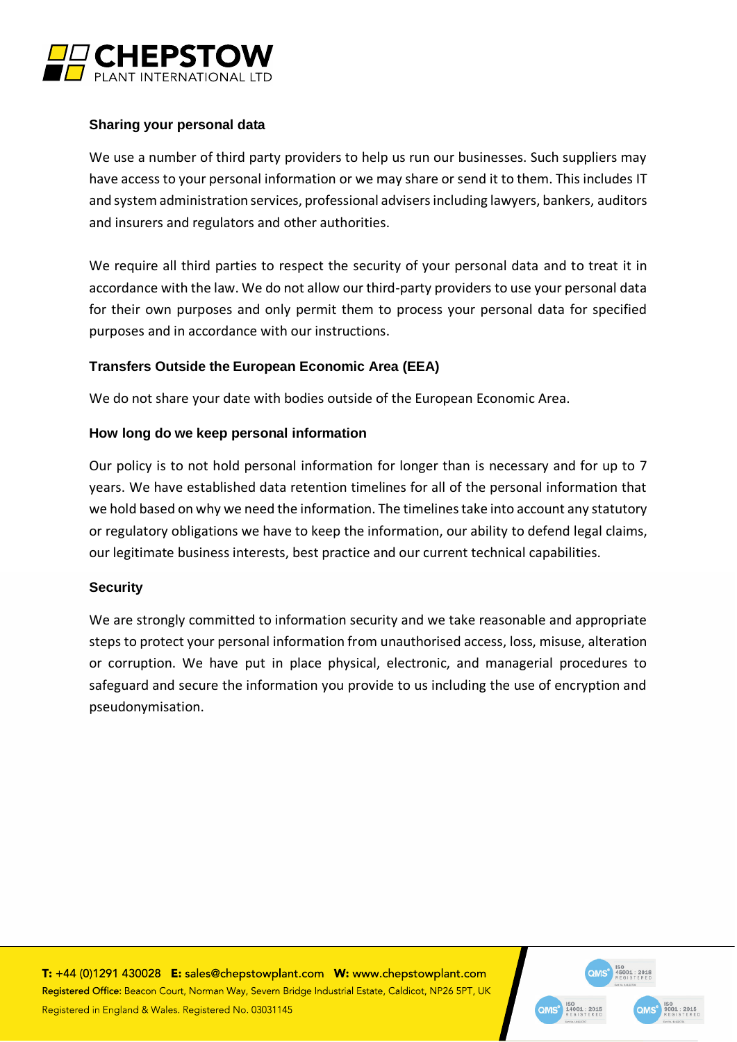### Sharing your personal data

We use a number of third party providers to help us run our businesses. Such suppliers may have access to your personal information or we may share or send it to them. This includes IT and system administration services, professional advisers including lawyers, bankers, auditors and insurers and regulators and other authorities.

We require all third parties to respect the security of your personal data and to treat it in accordance with the law. We do not allow our third-party providers to use your personal data for their own purposes and only permit them to process your personal data for specified purposes and in accordance with our instructions.

### Transfers Outside the European Economic Area (EEA)

We do not share your date with bodies outside of the European Economic Area.

### How long do we keep personal information

Our policy is to not hold personal information for longer than is necessary and for up to 7 years. We have established data retention timelines for all of the personal information that we hold based on why we need the information. The timelines take into account any statutory or regulatory obligations we have to keep the information, our ability to defend legal claims, our legitimate business interests, best practice and our current technical capabilities.

### Security

We are strongly committed to information security and we take reasonable and appropriate steps to protect your personal information from unauthorised access, loss, misuse, alteration or corruption. We have put in place physical, electronic, and managerial procedures to safeguard and secure the information you provide to us including the use of encryption and pseudonymisation.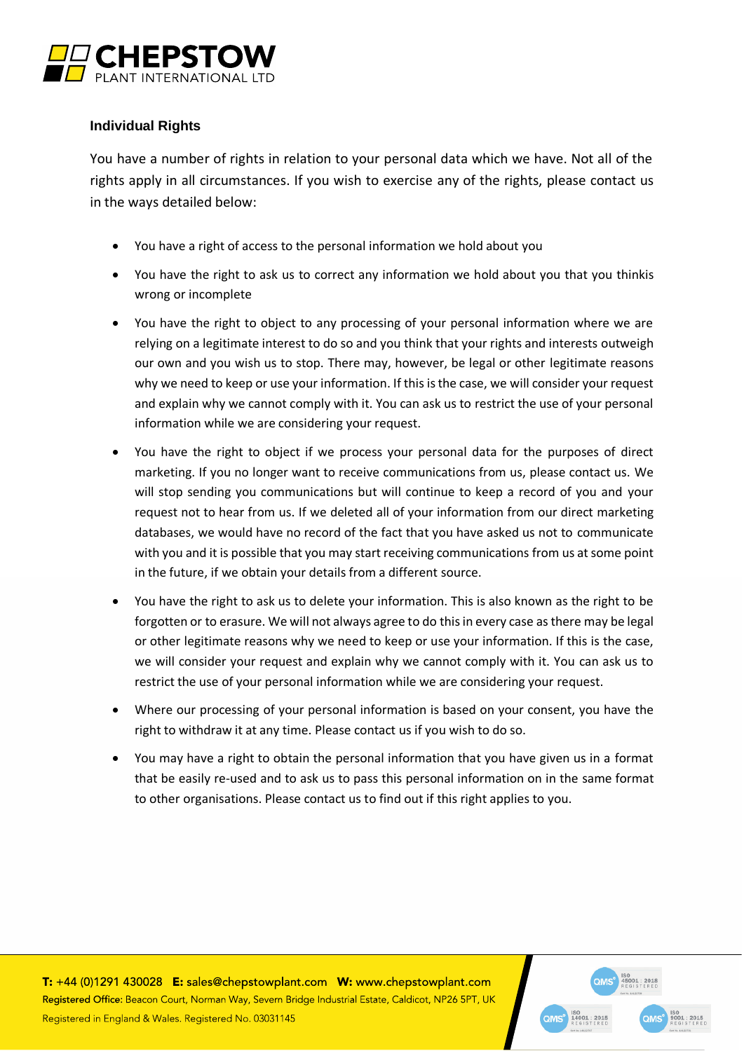### Individual Rights

You have a number of rights in relation to your personal data which we have. Not all of the rights apply in all circumstances. If you wish to exercise any of the rights, please contact us in the ways detailed below:

- You have a right of access to the personal information we hold about you
- You have the right to ask us to correct any information we hold about you that you thinkis wrong or incomplete
- You have the right to object to any processing of your personal information where we are relying on a legitimate interest to do so and you think that your rights and interests outweigh our own and you wish us to stop. There may, however, be legal or other legitimate reasons why we need to keep or use your information. If this is the case, we will consider your request and explain why we cannot comply with it. You can ask us to restrict the use of your personal information while we are considering your request.
- You have the right to object if we process your personal data for the purposes of direct marketing. If you no longer want to receive communications from us, please contact us. We will stop sending you communications but will continue to keep a record of you and your request not to hear from us. If we deleted all of your information from our direct marketing databases, we would have no record of the fact that you have asked us not to communicate with you and it is possible that you may start receiving communications from us at some point in the future, if we obtain your details from a different source.
- You have the right to ask us to delete your information. This is also known as the right to be forgotten or to erasure. We will not always agree to do this in every case as there may be legal or other legitimate reasons why we need to keep or use your information. If this is the case, we will consider your request and explain why we cannot comply with it. You can ask us to restrict the use of your personal information while we are considering your request.
- Where our processing of your personal information is based on your consent, you have the right to withdraw it at any time. Please contact us if you wish to do so.
- You may have a right to obtain the personal information that you have given us in a format that be easily re-used and to ask us to pass this personal information on in the same format to other organisations. Please contact us to find out if this right applies to you.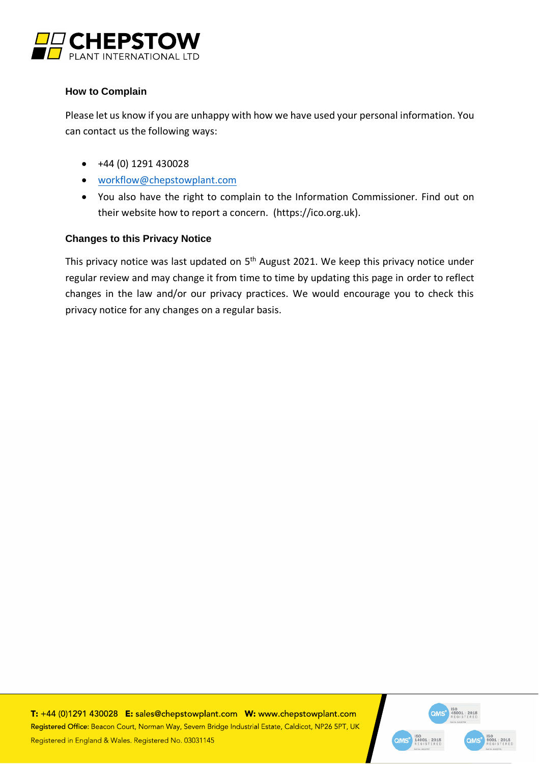### How to Complain

Please let us know if you are unhappy with how we have used your personal information. You can contact us the following ways:

- +44 (0) 1291 430028
- workflow@chepstowplant.com
- You also have the right to complain to the Information Commissioner. Find out on their website how to report a concern. (https://ico.org.uk).

### Changes to this Privacy Notice

This privacy notice was last updated on 5th August 2021. We keep this privacy notice under regular review and may change it from time to time by updating this page in order to reflect changes in the law and/or our privacy practices. We would encourage you to check this privacy notice for any changes on a regular basis.